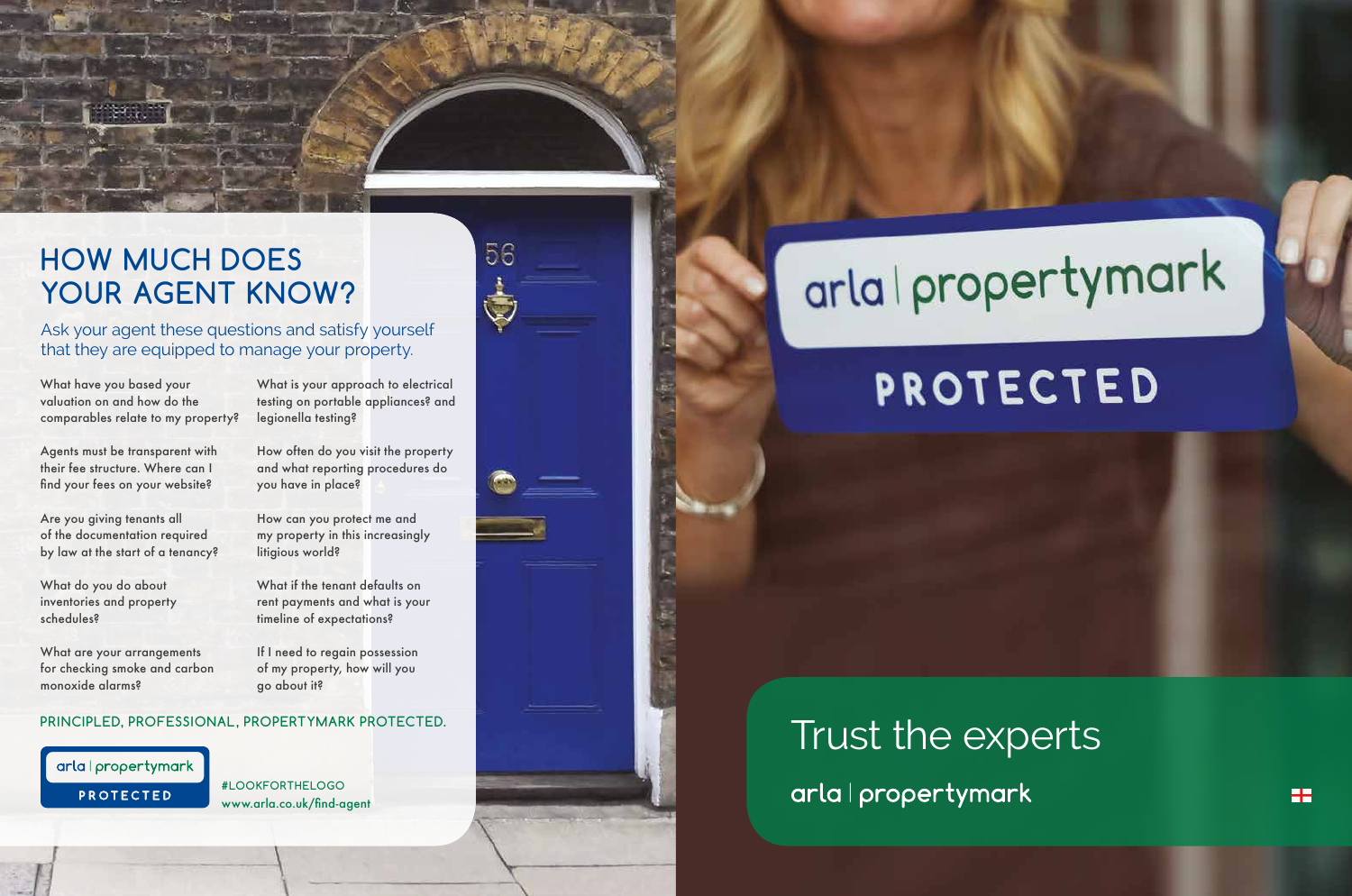# HOW MUCH DOES YOUR AGENT KNOW?

Ask your agent these questions and satisfy yourself that they are equipped to manage your property.

What have you based your valuation on and how do the comparables relate to my property?

Agents must be transparent with their fee structure. Where can I find your fees on your website?

Are you giving tenants all of the documentation required by law at the start of a tenancy?

What do you do about inventories and property schedules?

What are your arrangements for checking smoke and carbon monoxide alarms?

What is your approach to electrical testing on portable appliances? and legionella testing?

How often do you visit the property and what reporting procedures do you have in place?

How can you protect me and my property in this increasingly litigious world?

What if the tenant defaults on rent payments and what is your timeline of expectations?

If I need to regain possession of my property, how will you go about it?

PRINCIPLED, PROFESSIONAL, PROPERTYMARK PROTECTED.

arla | propertymark PROTECTED

#LOOKFORTHELOGO
www.arla.co.uk/find-agent

arla | propertymark PROTECTED

## Trust the experts

arla | propertymark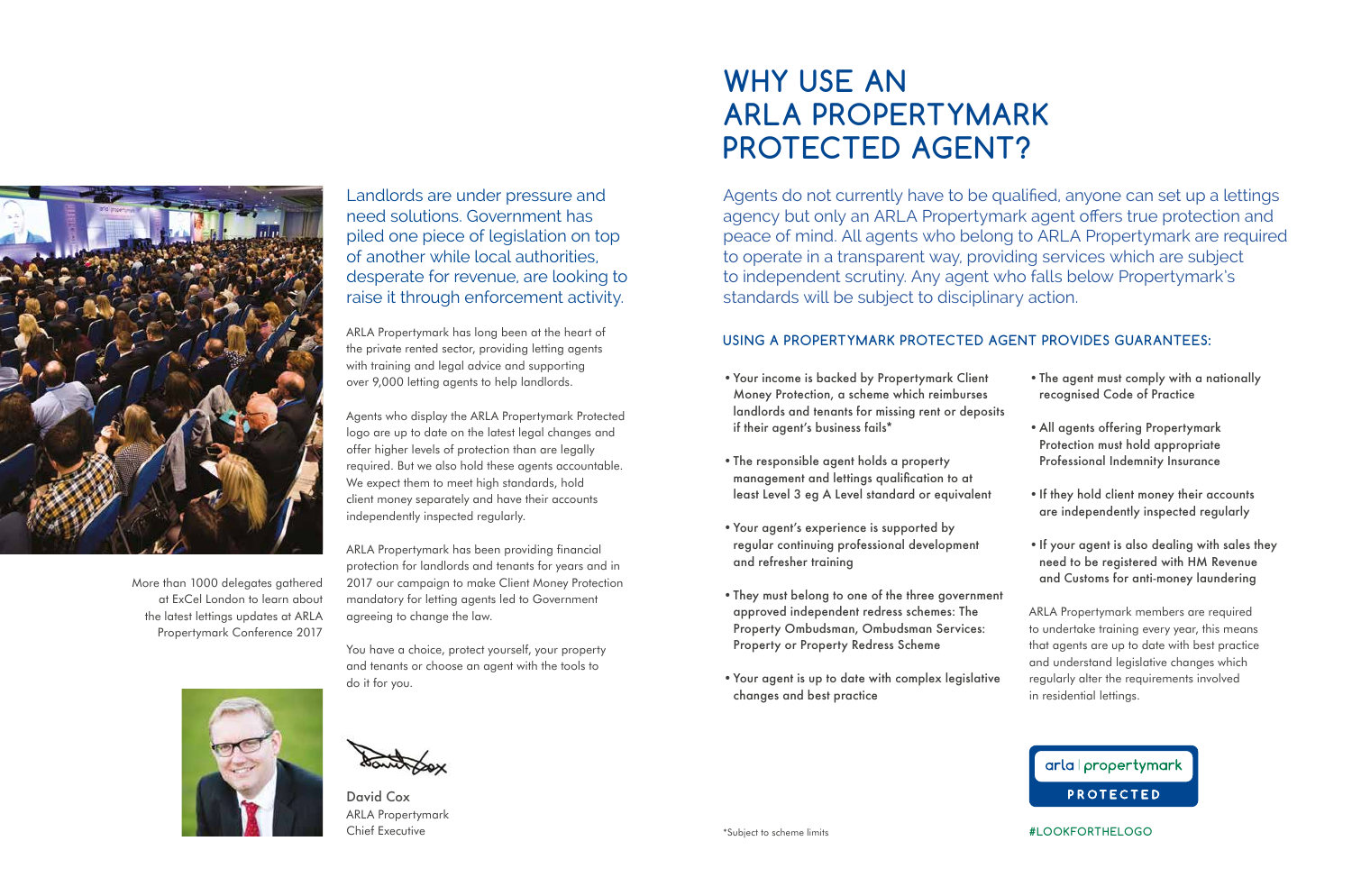More than 1000 delegates gathered at ExCel London to learn about the latest lettings updates at ARLA Propertymark Conference 2017

Landlords are under pressure and need solutions. Government has piled one piece of legislation on top of another while local authorities, desperate for revenue, are looking to raise it through enforcement activity.

ARLA Propertymark has long been at the heart of the private rented sector, providing letting agents with training and legal advice and supporting over 9,000 letting agents to help landlords.

Agents who display the ARLA Propertymark Protected logo are up to date on the latest legal changes and offer higher levels of protection than are legally required. But we also hold these agents accountable. We expect them to meet high standards, hold client money separately and have their accounts independently inspected regularly.

ARLA Propertymark has been providing financial protection for landlords and tenants for years and in 2017 our campaign to make Client Money Protection mandatory for letting agents led to Government agreeing to change the law.

You have a choice, protect yourself, your property and tenants or choose an agent with the tools to do it for you.

David Cox
ARLA Propertymark
Chief Executive

# WHY USE AN ARLA PROPERTYMARK PROTECTED AGENT?

Agents do not currently have to be qualified, anyone can set up a lettings agency but only an ARLA Propertymark agent offers true protection and peace of mind. All agents who belong to ARLA Propertymark are required to operate in a transparent way, providing services which are subject to independent scrutiny. Any agent who falls below Propertymark's standards will be subject to disciplinary action.

## USING A PROPERTYMARK PROTECTED AGENT PROVIDES GUARANTEES:

- Your income is backed by Propertymark Client Money Protection, a scheme which reimburses landlords and tenants for missing rent or deposits if their agent's business fails*
- The responsible agent holds a property management and lettings qualification to at least Level 3 eg A Level standard or equivalent
- Your agent's experience is supported by regular continuing professional development and refresher training
- They must belong to one of the three government approved independent redress schemes: The Property Ombudsman, Ombudsman Services: Property or Property Redress Scheme
- Your agent is up to date with complex legislative changes and best practice
- The agent must comply with a nationally recognised Code of Practice
- All agents offering Propertymark Protection must hold appropriate Professional Indemnity Insurance
- If they hold client money their accounts are independently inspected regularly
- If your agent is also dealing with sales they need to be registered with HM Revenue and Customs for anti-money laundering

ARLA Propertymark members are required to undertake training every year, this means that agents are up to date with best practice and understand legislative changes which regularly alter the requirements involved in residential lettings.

arla | propertymark PROTECTED

*Subject to scheme limits

#LOOKFORTHELOGO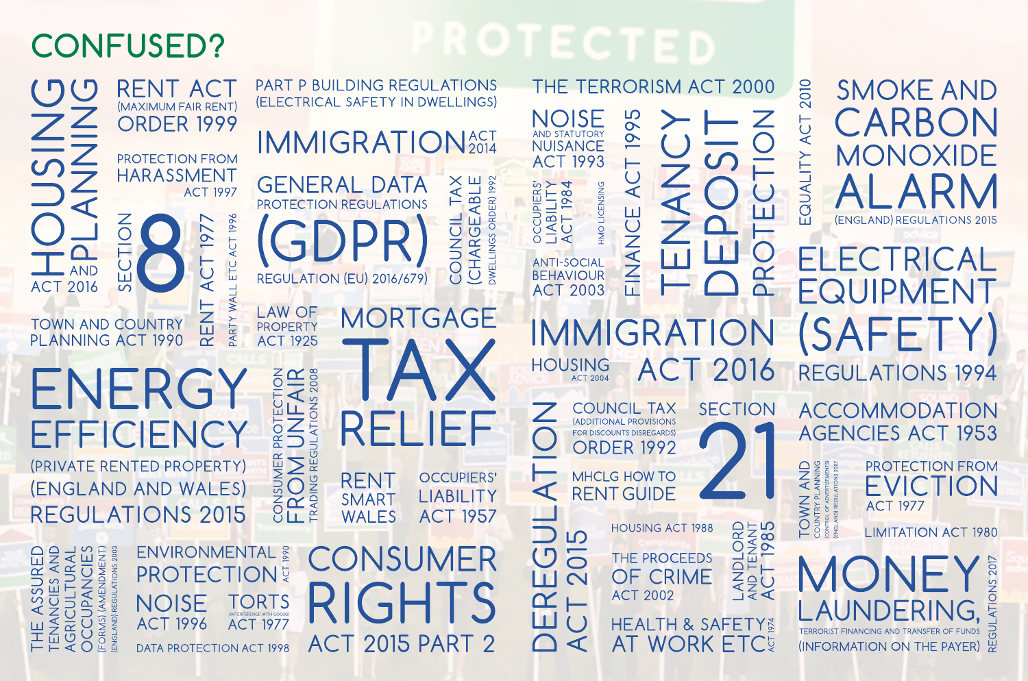# CONFUSED?

PROTECTED

HOUSING AND PLANNING ACT 2016

RENT ACT (MAXIMUM FAIR RENT) ORDER 1999

PROTECTION FROM HARASSMENT ACT 1997

SECTION 8

RENT ACT 1977

PARTY WALL ETC ACT 1996

TOWN AND COUNTRY PLANNING ACT 1990

PART P BUILDING REGULATIONS (ELECTRICAL SAFETY IN DWELLINGS)

IMMIGRATION ACT 2014

GENERAL DATA PROTECTION REGULATIONS (GDPR) REGULATION (EU) 2016/679)

COUNCIL TAX (CHARGEABLE DWELLINGS ORDER) 1992

LAW OF PROPERTY ACT 1925

MORTGAGE TAX RELIEF

THE TERRORISM ACT 2000

NOISE AND STATUTORY NUISANCE ACT 1993

OCCUPIERS' LIABILITY ACT 1984

HMO LICENSING

ANTI-SOCIAL BEHAVIOUR ACT 2003

FINANCE ACT 1995

TENANCY DEPOSIT PROTECTION

EQUALITY ACT 2010

SMOKE AND CARBON MONOXIDE ALARM (ENGLAND) REGULATIONS 2015

ENERGY EFFICIENCY (PRIVATE RENTED PROPERTY) (ENGLAND AND WALES) REGULATIONS 2015

CONSUMER PROTECTION FROM UNFAIR TRADING REGULATIONS 2008

RENT SMART WALES

OCCUPIERS' LIABILITY ACT 1957

IMMIGRATION ACT 2016

HOUSING ACT 2004

ELECTRICAL EQUIPMENT (SAFETY) REGULATIONS 1994

DEREGULATION ACT 2015

COUNCIL TAX (ADDITIONAL PROVISIONS FOR DISCOUNTS DISREGARDS) ORDER 1992

SECTION 21

MHCLG HOW TO RENT GUIDE

ACCOMMODATION AGENCIES ACT 1953

TOWN AND COUNTRY PLANNING (CONTROL OF ADVERTISEMENTS) (ENGLAND) REGULATIONS 2007

PROTECTION FROM EVICTION ACT 1977

LIMITATION ACT 1980

THE ASSURED TENANCIES AND AGRICULTURAL OCCUPANCIES (FORMS) (AMENDMENT) (ENGLAND) REGULATIONS 2003

ENVIRONMENTAL PROTECTION ACT 1990

NOISE ACT 1996

TORTS (INTERFERENCE WITH GOODS) ACT 1977

DATA PROTECTION ACT 1998

CONSUMER RIGHTS ACT 2015 PART 2

HOUSING ACT 1988

THE PROCEEDS OF CRIME ACT 2002

LANDLORD AND TENANT ACT 1985

HEALTH & SAFETY AT WORK ETC ACT 1974

MONEY LAUNDERING, TERRORIST FINANCING AND TRANSFER OF FUNDS (INFORMATION ON THE PAYER) REGULATIONS 2017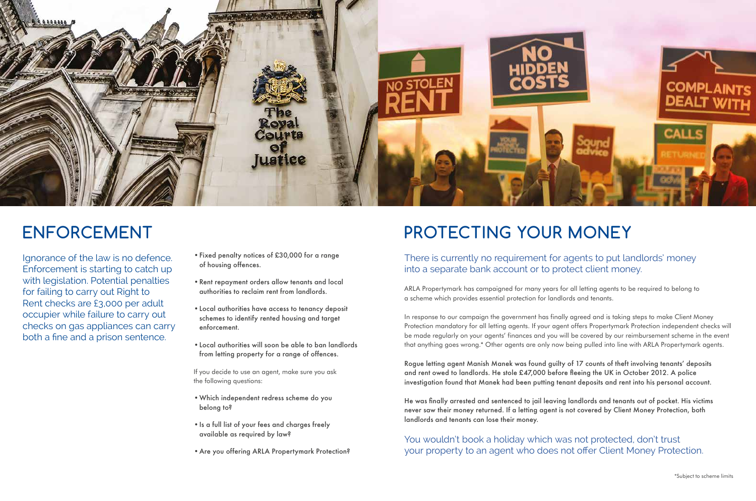# ENFORCEMENT

Ignorance of the law is no defence. Enforcement is starting to catch up with legislation. Potential penalties for failing to carry out Right to Rent checks are £3,000 per adult occupier while failure to carry out checks on gas appliances can carry both a fine and a prison sentence.

- Fixed penalty notices of £30,000 for a range of housing offences.
- Rent repayment orders allow tenants and local authorities to reclaim rent from landlords.
- Local authorities have access to tenancy deposit schemes to identify rented housing and target enforcement.
- Local authorities will soon be able to ban landlords from letting property for a range of offences.

If you decide to use an agent, make sure you ask the following questions:

- Which independent redress scheme do you belong to?
- Is a full list of your fees and charges freely available as required by law?
- Are you offering ARLA Propertymark Protection?

# PROTECTING YOUR MONEY

There is currently no requirement for agents to put landlords' money into a separate bank account or to protect client money.

ARLA Propertymark has campaigned for many years for all letting agents to be required to belong to a scheme which provides essential protection for landlords and tenants.

In response to our campaign the government has finally agreed and is taking steps to make Client Money Protection mandatory for all letting agents. If your agent offers Propertymark Protection independent checks will be made regularly on your agents' finances and you will be covered by our reimbursement scheme in the event that anything goes wrong.* Other agents are only now being pulled into line with ARLA Propertymark agents.

**Rogue letting agent Manish Manek was found guilty of 17 counts of theft involving tenants' deposits and rent owed to landlords. He stole £47,000 before fleeing the UK in October 2012. A police investigation found that Manek had been putting tenant deposits and rent into his personal account.**

**He was finally arrested and sentenced to jail leaving landlords and tenants out of pocket. His victims never saw their money returned. If a letting agent is not covered by Client Money Protection, both landlords and tenants can lose their money.**

You wouldn't book a holiday which was not protected, don't trust your property to an agent who does not offer Client Money Protection.

*Subject to scheme limits